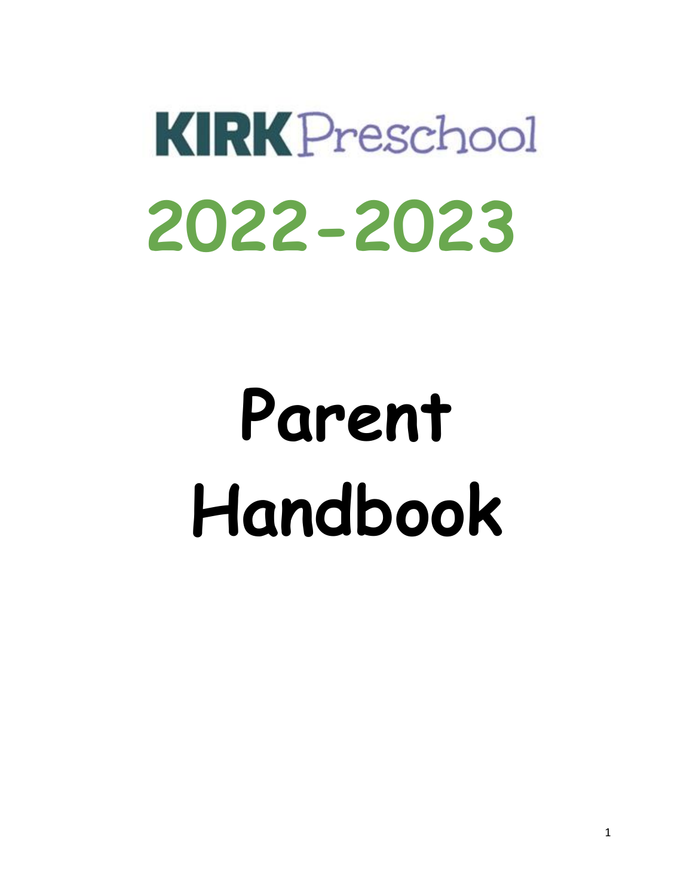# KIRK Preschool

# 2022-2023

# Parent Handbook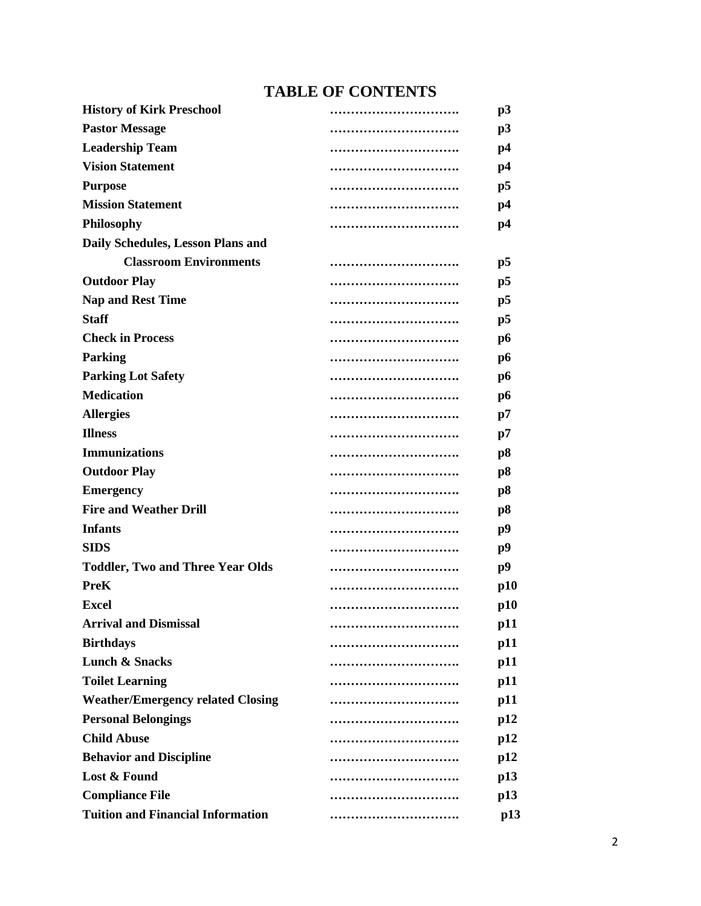# TABLE OF CONTENTS

| | | |
|---|---|---|
| **History of Kirk Preschool** | ………………………… | **p3** |
| **Pastor Message** | ………………………… | **p3** |
| **Leadership Team** | ………………………… | **p4** |
| **Vision Statement** | ………………………… | **p4** |
| **Purpose** | ………………………… | **p5** |
| **Mission Statement** | ………………………… | **p4** |
| **Philosophy** | ………………………… | **p4** |
| **Daily Schedules, Lesson Plans and Classroom Environments** | ………………………… | **p5** |
| **Outdoor Play** | ………………………… | **p5** |
| **Nap and Rest Time** | ………………………… | **p5** |
| **Staff** | ………………………… | **p5** |
| **Check in Process** | ………………………… | **p6** |
| **Parking** | ………………………… | **p6** |
| **Parking Lot Safety** | ………………………… | **p6** |
| **Medication** | ………………………… | **p6** |
| **Allergies** | ………………………… | **p7** |
| **Illness** | ………………………… | **p7** |
| **Immunizations** | ………………………… | **p8** |
| **Outdoor Play** | ………………………… | **p8** |
| **Emergency** | ………………………… | **p8** |
| **Fire and Weather Drill** | ………………………… | **p8** |
| **Infants** | ………………………… | **p9** |
| **SIDS** | ………………………… | **p9** |
| **Toddler, Two and Three Year Olds** | ………………………… | **p9** |
| **PreK** | ………………………… | **p10** |
| **Excel** | ………………………… | **p10** |
| **Arrival and Dismissal** | ………………………… | **p11** |
| **Birthdays** | ………………………… | **p11** |
| **Lunch & Snacks** | ………………………… | **p11** |
| **Toilet Learning** | ………………………… | **p11** |
| **Weather/Emergency related Closing** | ………………………… | **p11** |
| **Personal Belongings** | ………………………… | **p12** |
| **Child Abuse** | ………………………… | **p12** |
| **Behavior and Discipline** | ………………………… | **p12** |
| **Lost & Found** | ………………………… | **p13** |
| **Compliance File** | ………………………… | **p13** |
| **Tuition and Financial Information** | ………………………… | **p13** |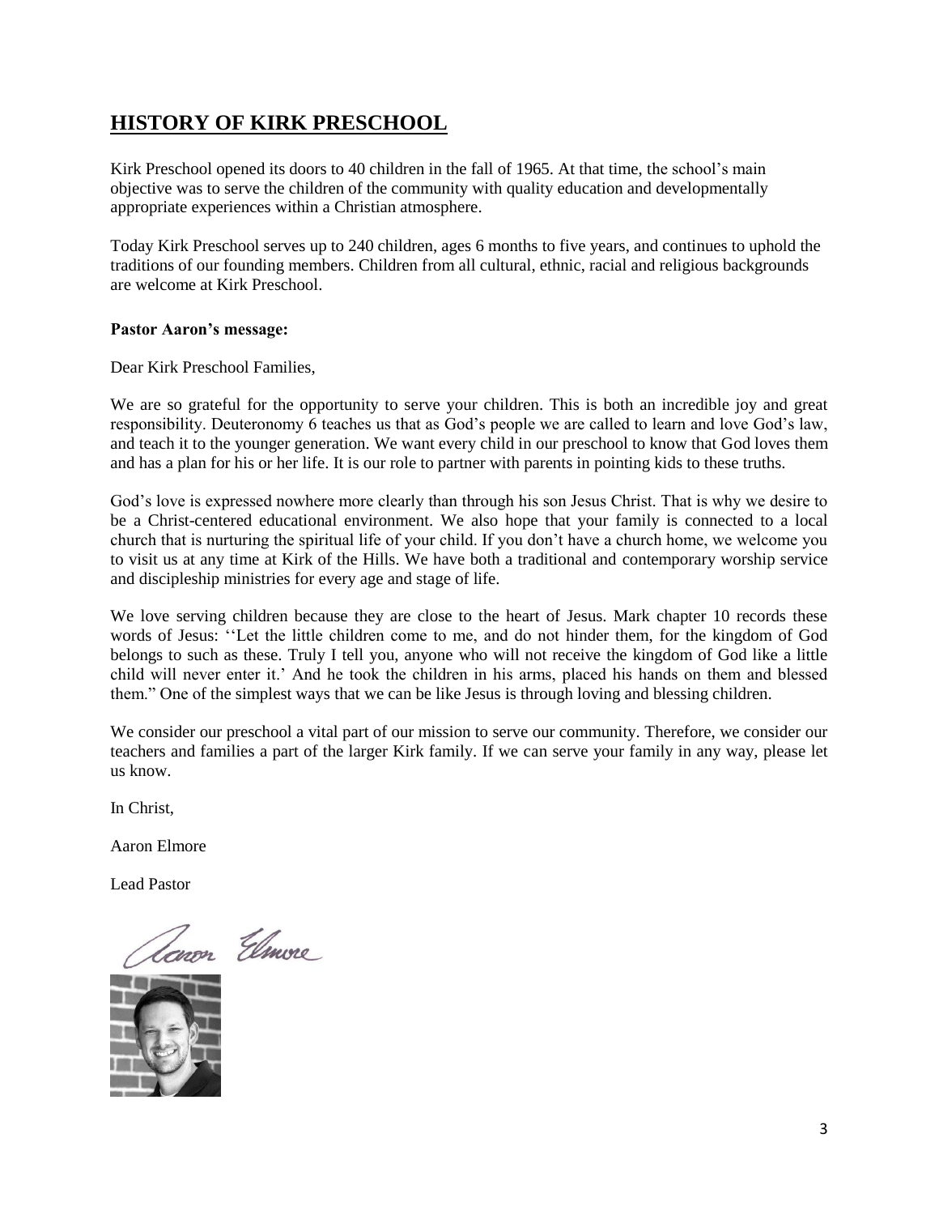## HISTORY OF KIRK PRESCHOOL

Kirk Preschool opened its doors to 40 children in the fall of 1965. At that time, the school's main objective was to serve the children of the community with quality education and developmentally appropriate experiences within a Christian atmosphere.

Today Kirk Preschool serves up to 240 children, ages 6 months to five years, and continues to uphold the traditions of our founding members. Children from all cultural, ethnic, racial and religious backgrounds are welcome at Kirk Preschool.

**Pastor Aaron's message:**

Dear Kirk Preschool Families,

We are so grateful for the opportunity to serve your children. This is both an incredible joy and great responsibility. Deuteronomy 6 teaches us that as God's people we are called to learn and love God's law, and teach it to the younger generation. We want every child in our preschool to know that God loves them and has a plan for his or her life. It is our role to partner with parents in pointing kids to these truths.

God's love is expressed nowhere more clearly than through his son Jesus Christ. That is why we desire to be a Christ-centered educational environment. We also hope that your family is connected to a local church that is nurturing the spiritual life of your child. If you don't have a church home, we welcome you to visit us at any time at Kirk of the Hills. We have both a traditional and contemporary worship service and discipleship ministries for every age and stage of life.

We love serving children because they are close to the heart of Jesus. Mark chapter 10 records these words of Jesus: ''Let the little children come to me, and do not hinder them, for the kingdom of God belongs to such as these. Truly I tell you, anyone who will not receive the kingdom of God like a little child will never enter it.' And he took the children in his arms, placed his hands on them and blessed them." One of the simplest ways that we can be like Jesus is through loving and blessing children.

We consider our preschool a vital part of our mission to serve our community. Therefore, we consider our teachers and families a part of the larger Kirk family. If we can serve your family in any way, please let us know.

In Christ,

Aaron Elmore

Lead Pastor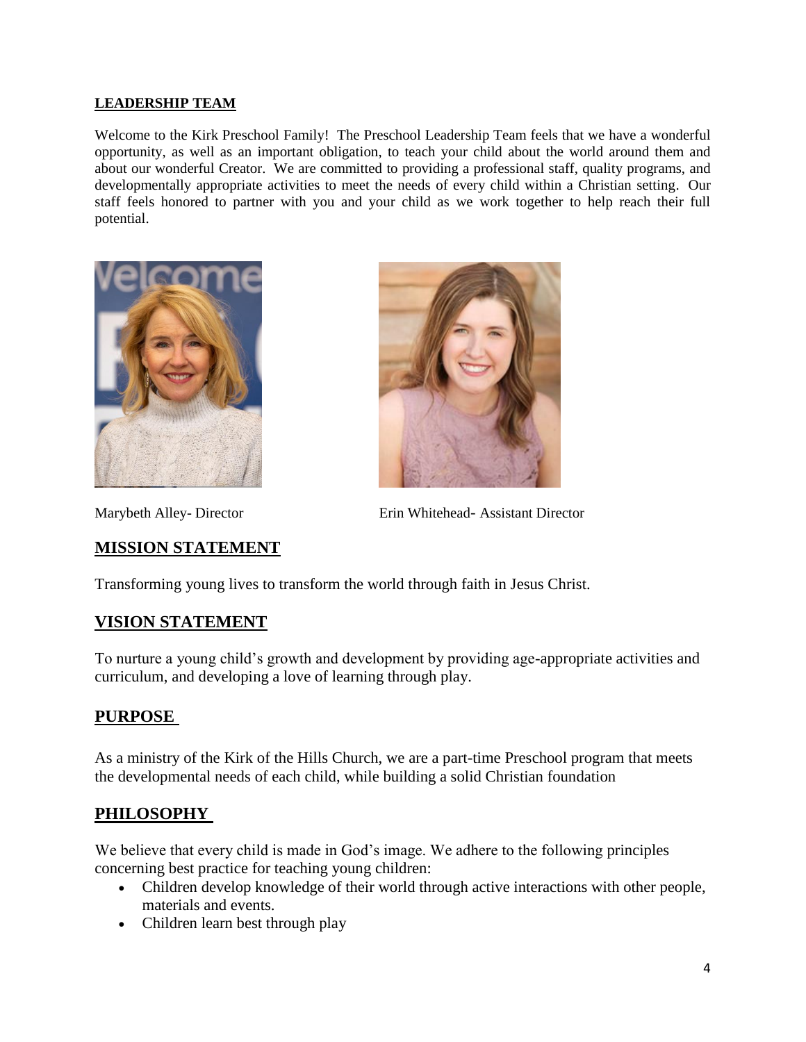## LEADERSHIP TEAM

Welcome to the Kirk Preschool Family! The Preschool Leadership Team feels that we have a wonderful opportunity, as well as an important obligation, to teach your child about the world around them and about our wonderful Creator. We are committed to providing a professional staff, quality programs, and developmentally appropriate activities to meet the needs of every child within a Christian setting. Our staff feels honored to partner with you and your child as we work together to help reach their full potential.

Marybeth Alley- Director

Erin Whitehead- Assistant Director

## MISSION STATEMENT

Transforming young lives to transform the world through faith in Jesus Christ.

## VISION STATEMENT

To nurture a young child's growth and development by providing age-appropriate activities and curriculum, and developing a love of learning through play.

## PURPOSE

As a ministry of the Kirk of the Hills Church, we are a part-time Preschool program that meets the developmental needs of each child, while building a solid Christian foundation

## PHILOSOPHY

We believe that every child is made in God's image. We adhere to the following principles concerning best practice for teaching young children:

- Children develop knowledge of their world through active interactions with other people, materials and events.
- Children learn best through play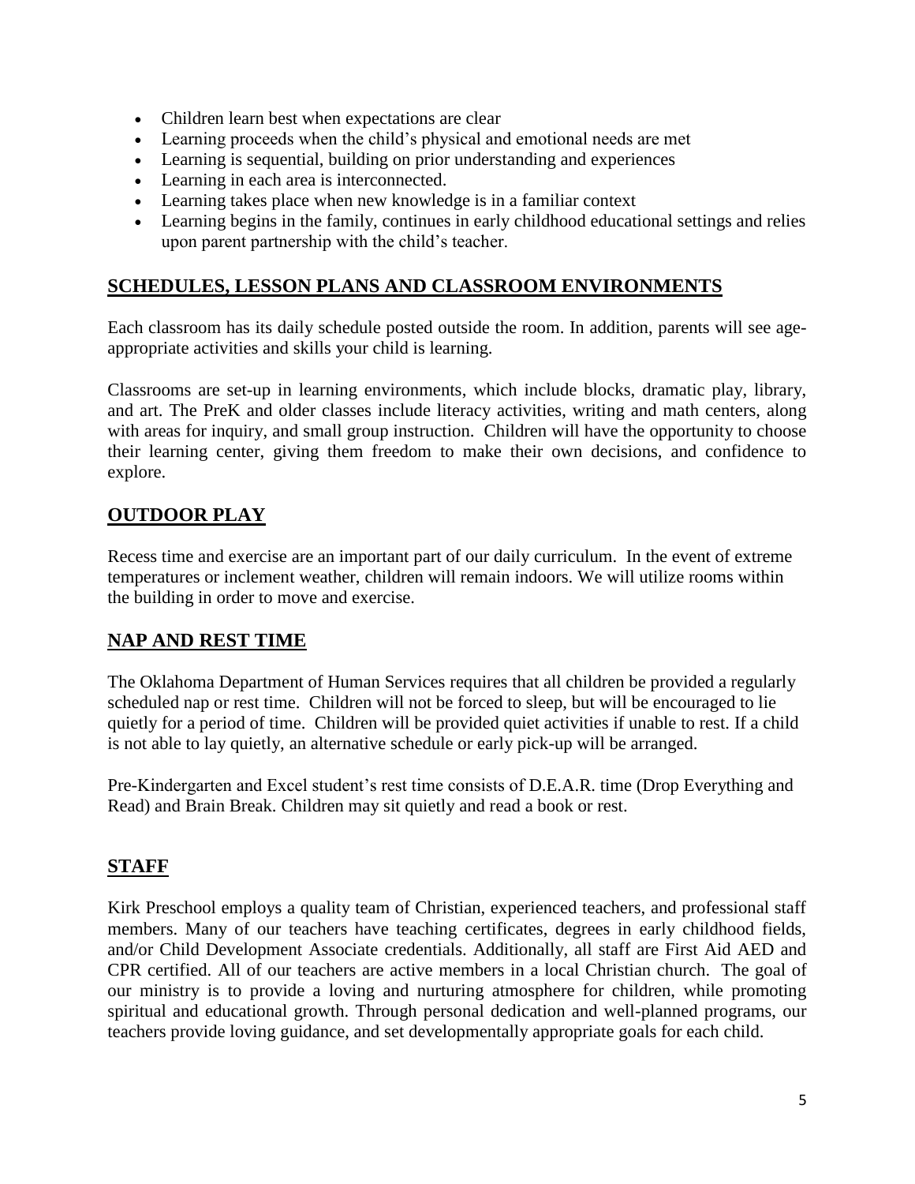- Children learn best when expectations are clear
- Learning proceeds when the child's physical and emotional needs are met
- Learning is sequential, building on prior understanding and experiences
- Learning in each area is interconnected.
- Learning takes place when new knowledge is in a familiar context
- Learning begins in the family, continues in early childhood educational settings and relies upon parent partnership with the child's teacher.

## SCHEDULES, LESSON PLANS AND CLASSROOM ENVIRONMENTS

Each classroom has its daily schedule posted outside the room. In addition, parents will see age-appropriate activities and skills your child is learning.

Classrooms are set-up in learning environments, which include blocks, dramatic play, library, and art. The PreK and older classes include literacy activities, writing and math centers, along with areas for inquiry, and small group instruction. Children will have the opportunity to choose their learning center, giving them freedom to make their own decisions, and confidence to explore.

## OUTDOOR PLAY

Recess time and exercise are an important part of our daily curriculum. In the event of extreme temperatures or inclement weather, children will remain indoors. We will utilize rooms within the building in order to move and exercise.

## NAP AND REST TIME

The Oklahoma Department of Human Services requires that all children be provided a regularly scheduled nap or rest time. Children will not be forced to sleep, but will be encouraged to lie quietly for a period of time. Children will be provided quiet activities if unable to rest. If a child is not able to lay quietly, an alternative schedule or early pick-up will be arranged.

Pre-Kindergarten and Excel student's rest time consists of D.E.A.R. time (Drop Everything and Read) and Brain Break. Children may sit quietly and read a book or rest.

## STAFF

Kirk Preschool employs a quality team of Christian, experienced teachers, and professional staff members. Many of our teachers have teaching certificates, degrees in early childhood fields, and/or Child Development Associate credentials. Additionally, all staff are First Aid AED and CPR certified. All of our teachers are active members in a local Christian church. The goal of our ministry is to provide a loving and nurturing atmosphere for children, while promoting spiritual and educational growth. Through personal dedication and well-planned programs, our teachers provide loving guidance, and set developmentally appropriate goals for each child.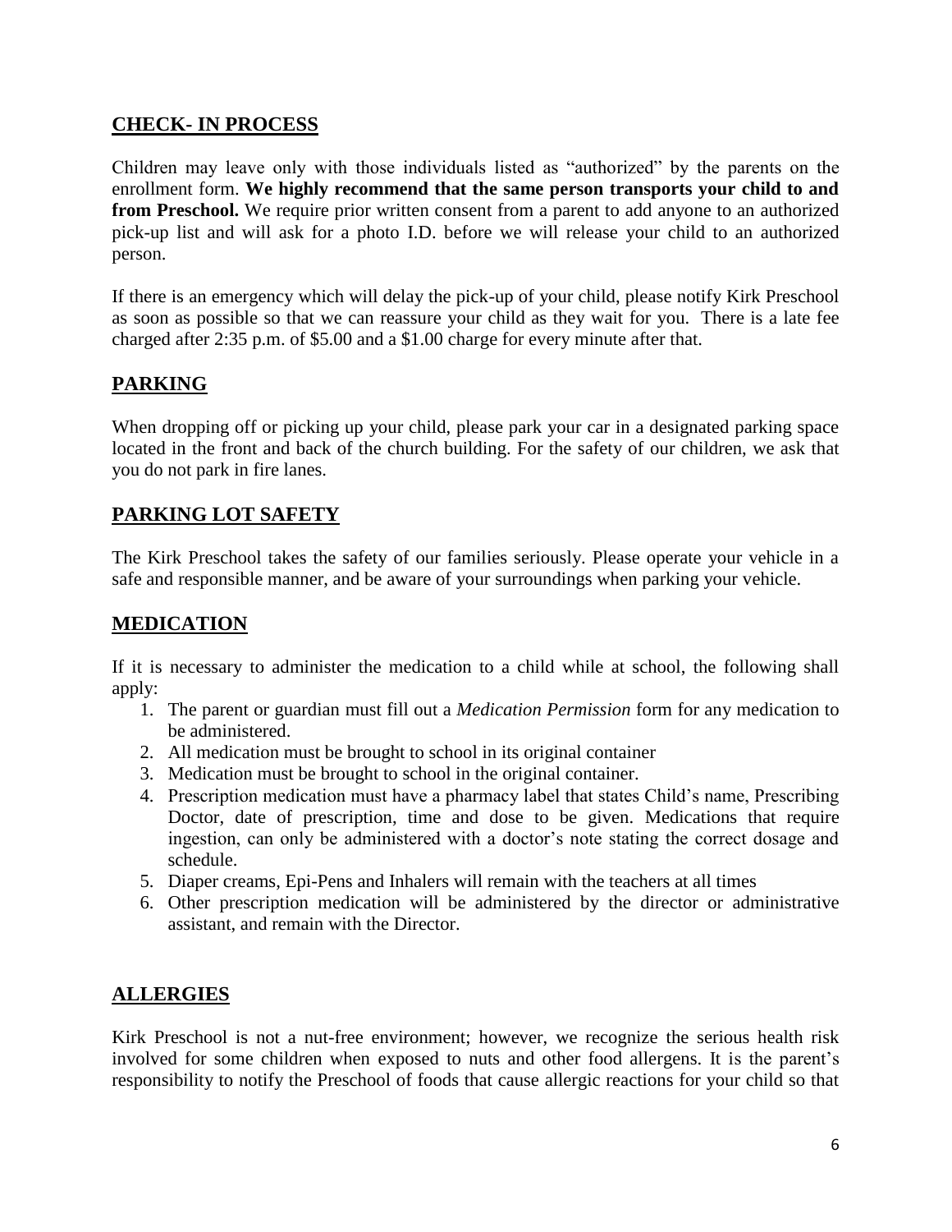## CHECK- IN PROCESS

Children may leave only with those individuals listed as "authorized" by the parents on the enrollment form. **We highly recommend that the same person transports your child to and from Preschool.** We require prior written consent from a parent to add anyone to an authorized pick-up list and will ask for a photo I.D. before we will release your child to an authorized person.

If there is an emergency which will delay the pick-up of your child, please notify Kirk Preschool as soon as possible so that we can reassure your child as they wait for you. There is a late fee charged after 2:35 p.m. of $5.00 and a $1.00 charge for every minute after that.

## PARKING

When dropping off or picking up your child, please park your car in a designated parking space located in the front and back of the church building. For the safety of our children, we ask that you do not park in fire lanes.

## PARKING LOT SAFETY

The Kirk Preschool takes the safety of our families seriously. Please operate your vehicle in a safe and responsible manner, and be aware of your surroundings when parking your vehicle.

## MEDICATION

If it is necessary to administer the medication to a child while at school, the following shall apply:

1. The parent or guardian must fill out a *Medication Permission* form for any medication to be administered.
2. All medication must be brought to school in its original container
3. Medication must be brought to school in the original container.
4. Prescription medication must have a pharmacy label that states Child's name, Prescribing Doctor, date of prescription, time and dose to be given. Medications that require ingestion, can only be administered with a doctor's note stating the correct dosage and schedule.
5. Diaper creams, Epi-Pens and Inhalers will remain with the teachers at all times
6. Other prescription medication will be administered by the director or administrative assistant, and remain with the Director.

## ALLERGIES

Kirk Preschool is not a nut-free environment; however, we recognize the serious health risk involved for some children when exposed to nuts and other food allergens. It is the parent's responsibility to notify the Preschool of foods that cause allergic reactions for your child so that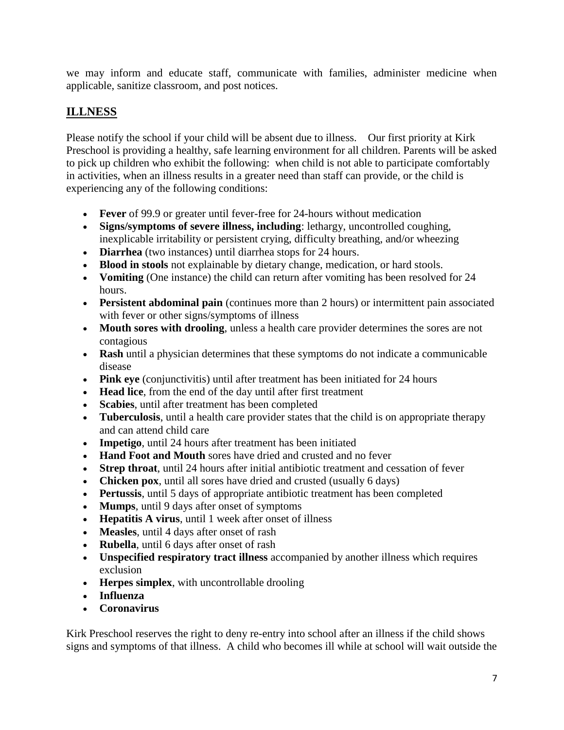we may inform and educate staff, communicate with families, administer medicine when applicable, sanitize classroom, and post notices.

## ILLNESS

Please notify the school if your child will be absent due to illness. Our first priority at Kirk Preschool is providing a healthy, safe learning environment for all children. Parents will be asked to pick up children who exhibit the following: when child is not able to participate comfortably in activities, when an illness results in a greater need than staff can provide, or the child is experiencing any of the following conditions:

- **Fever** of 99.9 or greater until fever-free for 24-hours without medication
- **Signs/symptoms of severe illness, including**: lethargy, uncontrolled coughing, inexplicable irritability or persistent crying, difficulty breathing, and/or wheezing
- **Diarrhea** (two instances) until diarrhea stops for 24 hours.
- **Blood in stools** not explainable by dietary change, medication, or hard stools.
- **Vomiting** (One instance) the child can return after vomiting has been resolved for 24 hours.
- **Persistent abdominal pain** (continues more than 2 hours) or intermittent pain associated with fever or other signs/symptoms of illness
- **Mouth sores with drooling**, unless a health care provider determines the sores are not contagious
- **Rash** until a physician determines that these symptoms do not indicate a communicable disease
- **Pink eye** (conjunctivitis) until after treatment has been initiated for 24 hours
- **Head lice**, from the end of the day until after first treatment
- **Scabies**, until after treatment has been completed
- **Tuberculosis**, until a health care provider states that the child is on appropriate therapy and can attend child care
- **Impetigo**, until 24 hours after treatment has been initiated
- **Hand Foot and Mouth** sores have dried and crusted and no fever
- **Strep throat**, until 24 hours after initial antibiotic treatment and cessation of fever
- **Chicken pox**, until all sores have dried and crusted (usually 6 days)
- **Pertussis**, until 5 days of appropriate antibiotic treatment has been completed
- **Mumps**, until 9 days after onset of symptoms
- **Hepatitis A virus**, until 1 week after onset of illness
- **Measles**, until 4 days after onset of rash
- **Rubella**, until 6 days after onset of rash
- **Unspecified respiratory tract illness** accompanied by another illness which requires exclusion
- **Herpes simplex**, with uncontrollable drooling
- **Influenza**
- **Coronavirus**

Kirk Preschool reserves the right to deny re-entry into school after an illness if the child shows signs and symptoms of that illness. A child who becomes ill while at school will wait outside the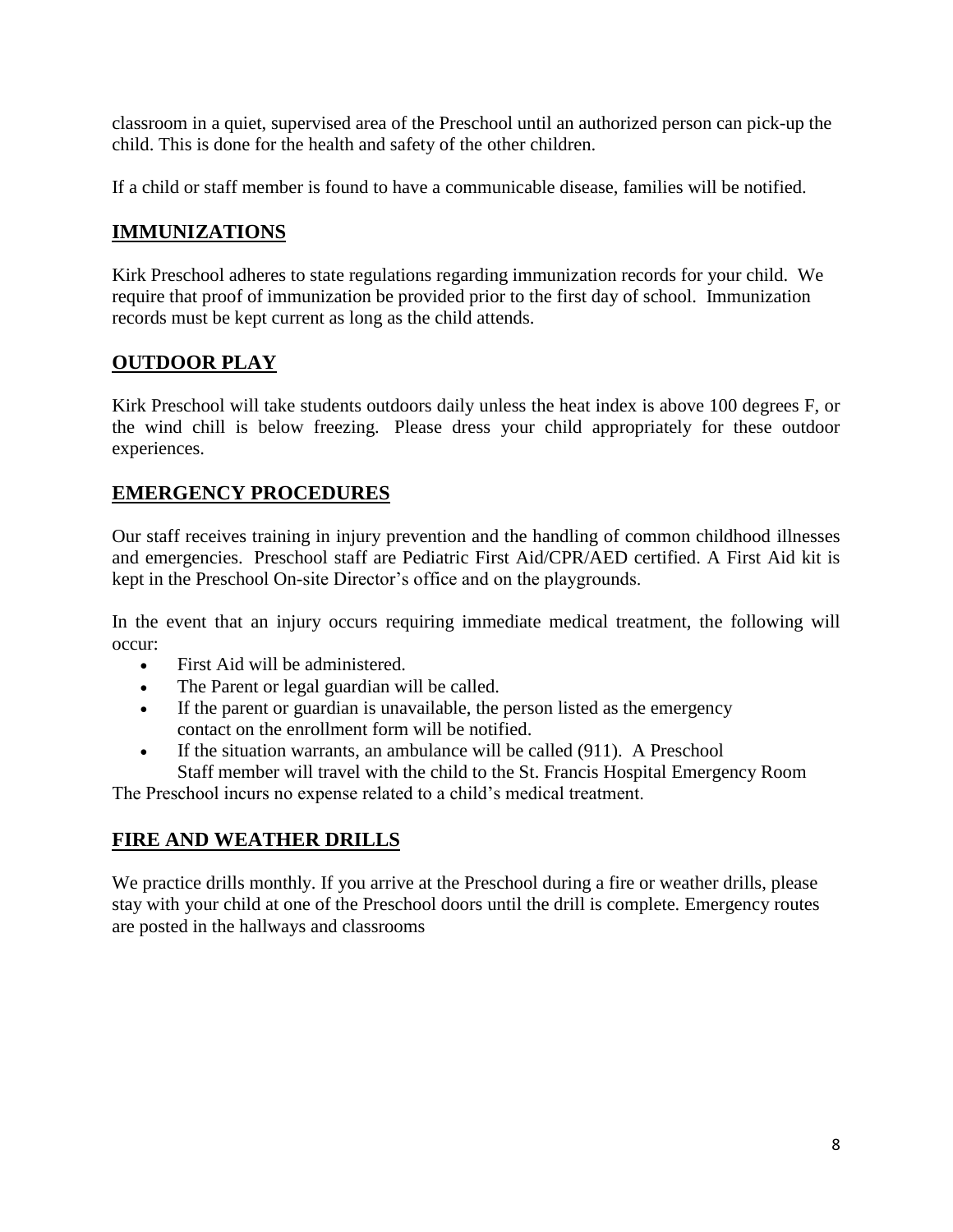classroom in a quiet, supervised area of the Preschool until an authorized person can pick-up the child. This is done for the health and safety of the other children.

If a child or staff member is found to have a communicable disease, families will be notified.

## IMMUNIZATIONS

Kirk Preschool adheres to state regulations regarding immunization records for your child. We require that proof of immunization be provided prior to the first day of school. Immunization records must be kept current as long as the child attends.

## OUTDOOR PLAY

Kirk Preschool will take students outdoors daily unless the heat index is above 100 degrees F, or the wind chill is below freezing. Please dress your child appropriately for these outdoor experiences.

## EMERGENCY PROCEDURES

Our staff receives training in injury prevention and the handling of common childhood illnesses and emergencies. Preschool staff are Pediatric First Aid/CPR/AED certified. A First Aid kit is kept in the Preschool On-site Director's office and on the playgrounds.

In the event that an injury occurs requiring immediate medical treatment, the following will occur:

- First Aid will be administered.
- The Parent or legal guardian will be called.
- If the parent or guardian is unavailable, the person listed as the emergency contact on the enrollment form will be notified.
- If the situation warrants, an ambulance will be called (911). A Preschool Staff member will travel with the child to the St. Francis Hospital Emergency Room

The Preschool incurs no expense related to a child's medical treatment.

## FIRE AND WEATHER DRILLS

We practice drills monthly. If you arrive at the Preschool during a fire or weather drills, please stay with your child at one of the Preschool doors until the drill is complete. Emergency routes are posted in the hallways and classrooms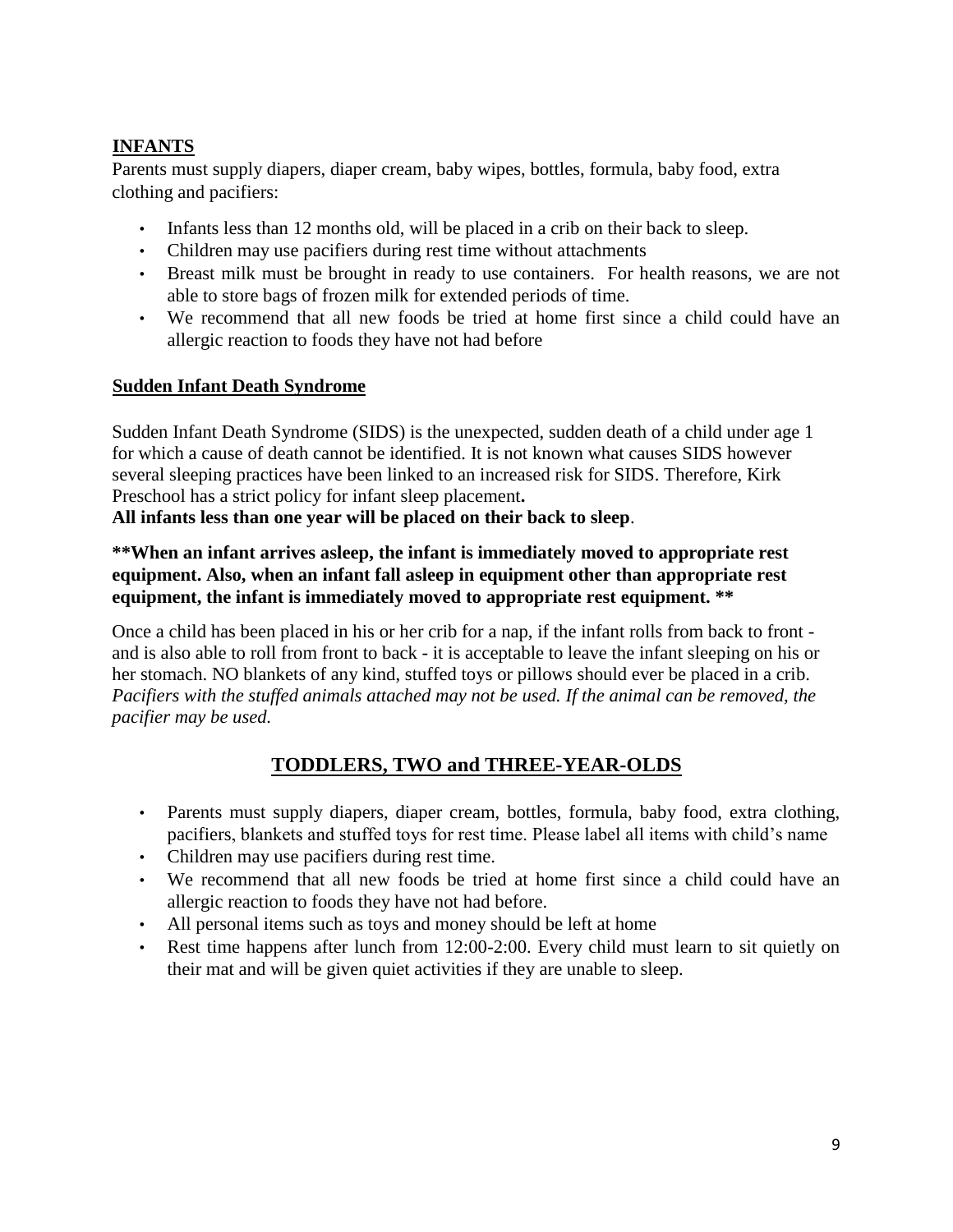## INFANTS

Parents must supply diapers, diaper cream, baby wipes, bottles, formula, baby food, extra clothing and pacifiers:

- Infants less than 12 months old, will be placed in a crib on their back to sleep.
- Children may use pacifiers during rest time without attachments
- Breast milk must be brought in ready to use containers. For health reasons, we are not able to store bags of frozen milk for extended periods of time.
- We recommend that all new foods be tried at home first since a child could have an allergic reaction to foods they have not had before

## Sudden Infant Death Syndrome

Sudden Infant Death Syndrome (SIDS) is the unexpected, sudden death of a child under age 1 for which a cause of death cannot be identified. It is not known what causes SIDS however several sleeping practices have been linked to an increased risk for SIDS. Therefore, Kirk Preschool has a strict policy for infant sleep placement**.**

**All infants less than one year will be placed on their back to sleep**.

****When an infant arrives asleep, the infant is immediately moved to appropriate rest equipment. Also, when an infant fall asleep in equipment other than appropriate rest equipment, the infant is immediately moved to appropriate rest equipment. ****

Once a child has been placed in his or her crib for a nap, if the infant rolls from back to front - and is also able to roll from front to back - it is acceptable to leave the infant sleeping on his or her stomach. NO blankets of any kind, stuffed toys or pillows should ever be placed in a crib. *Pacifiers with the stuffed animals attached may not be used. If the animal can be removed, the pacifier may be used.*

## TODDLERS, TWO and THREE-YEAR-OLDS

- Parents must supply diapers, diaper cream, bottles, formula, baby food, extra clothing, pacifiers, blankets and stuffed toys for rest time. Please label all items with child's name
- Children may use pacifiers during rest time.
- We recommend that all new foods be tried at home first since a child could have an allergic reaction to foods they have not had before.
- All personal items such as toys and money should be left at home
- Rest time happens after lunch from 12:00-2:00. Every child must learn to sit quietly on their mat and will be given quiet activities if they are unable to sleep.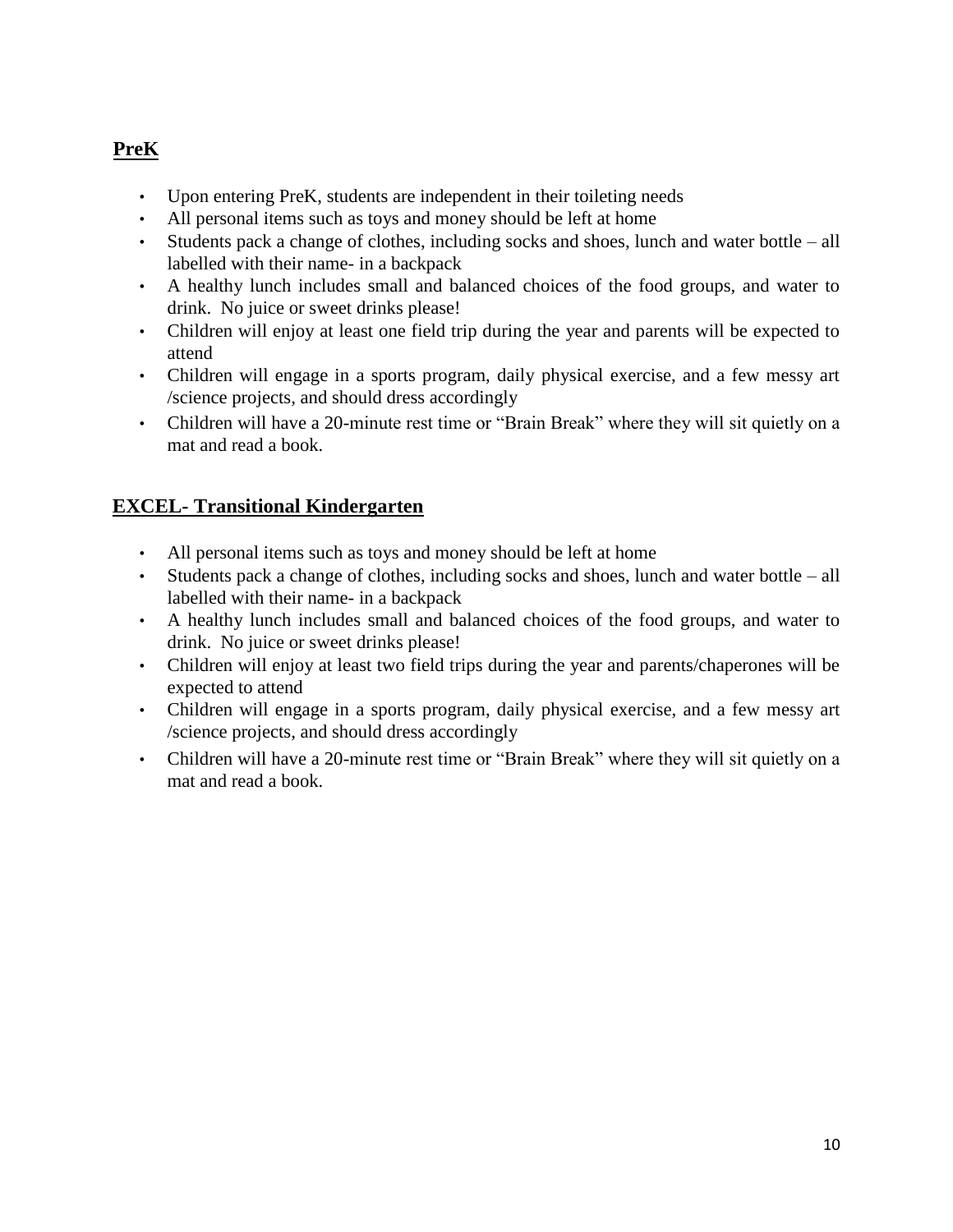## PreK

- Upon entering PreK, students are independent in their toileting needs
- All personal items such as toys and money should be left at home
- Students pack a change of clothes, including socks and shoes, lunch and water bottle – all labelled with their name- in a backpack
- A healthy lunch includes small and balanced choices of the food groups, and water to drink. No juice or sweet drinks please!
- Children will enjoy at least one field trip during the year and parents will be expected to attend
- Children will engage in a sports program, daily physical exercise, and a few messy art /science projects, and should dress accordingly
- Children will have a 20-minute rest time or "Brain Break" where they will sit quietly on a mat and read a book.

## EXCEL- Transitional Kindergarten

- All personal items such as toys and money should be left at home
- Students pack a change of clothes, including socks and shoes, lunch and water bottle – all labelled with their name- in a backpack
- A healthy lunch includes small and balanced choices of the food groups, and water to drink. No juice or sweet drinks please!
- Children will enjoy at least two field trips during the year and parents/chaperones will be expected to attend
- Children will engage in a sports program, daily physical exercise, and a few messy art /science projects, and should dress accordingly
- Children will have a 20-minute rest time or "Brain Break" where they will sit quietly on a mat and read a book.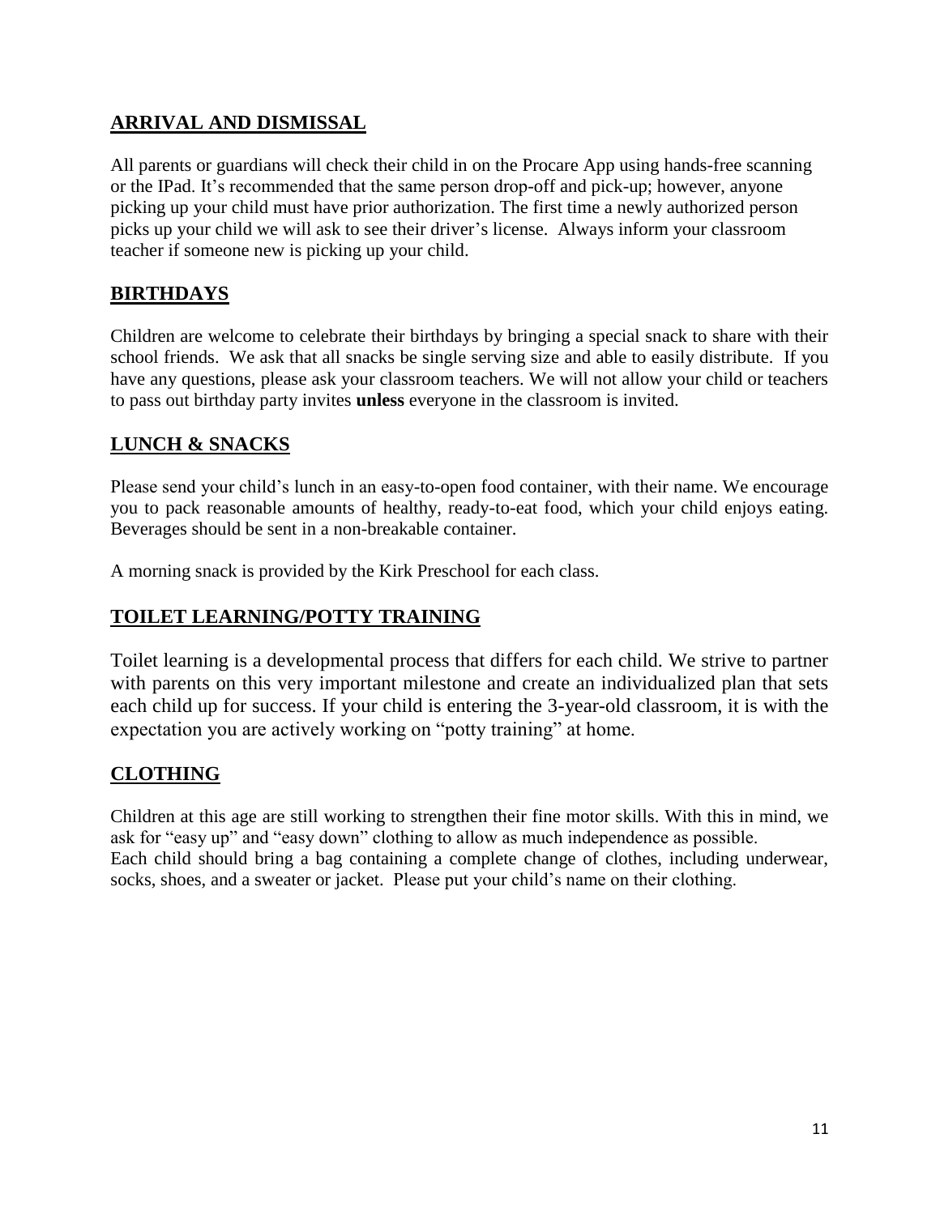## ARRIVAL AND DISMISSAL

All parents or guardians will check their child in on the Procare App using hands-free scanning or the IPad. It's recommended that the same person drop-off and pick-up; however, anyone picking up your child must have prior authorization. The first time a newly authorized person picks up your child we will ask to see their driver's license. Always inform your classroom teacher if someone new is picking up your child.

## BIRTHDAYS

Children are welcome to celebrate their birthdays by bringing a special snack to share with their school friends. We ask that all snacks be single serving size and able to easily distribute. If you have any questions, please ask your classroom teachers. We will not allow your child or teachers to pass out birthday party invites **unless** everyone in the classroom is invited.

## LUNCH & SNACKS

Please send your child's lunch in an easy-to-open food container, with their name. We encourage you to pack reasonable amounts of healthy, ready-to-eat food, which your child enjoys eating. Beverages should be sent in a non-breakable container.

A morning snack is provided by the Kirk Preschool for each class.

## TOILET LEARNING/POTTY TRAINING

Toilet learning is a developmental process that differs for each child. We strive to partner with parents on this very important milestone and create an individualized plan that sets each child up for success. If your child is entering the 3-year-old classroom, it is with the expectation you are actively working on "potty training" at home.

## CLOTHING

Children at this age are still working to strengthen their fine motor skills. With this in mind, we ask for "easy up" and "easy down" clothing to allow as much independence as possible.
Each child should bring a bag containing a complete change of clothes, including underwear, socks, shoes, and a sweater or jacket. Please put your child's name on their clothing.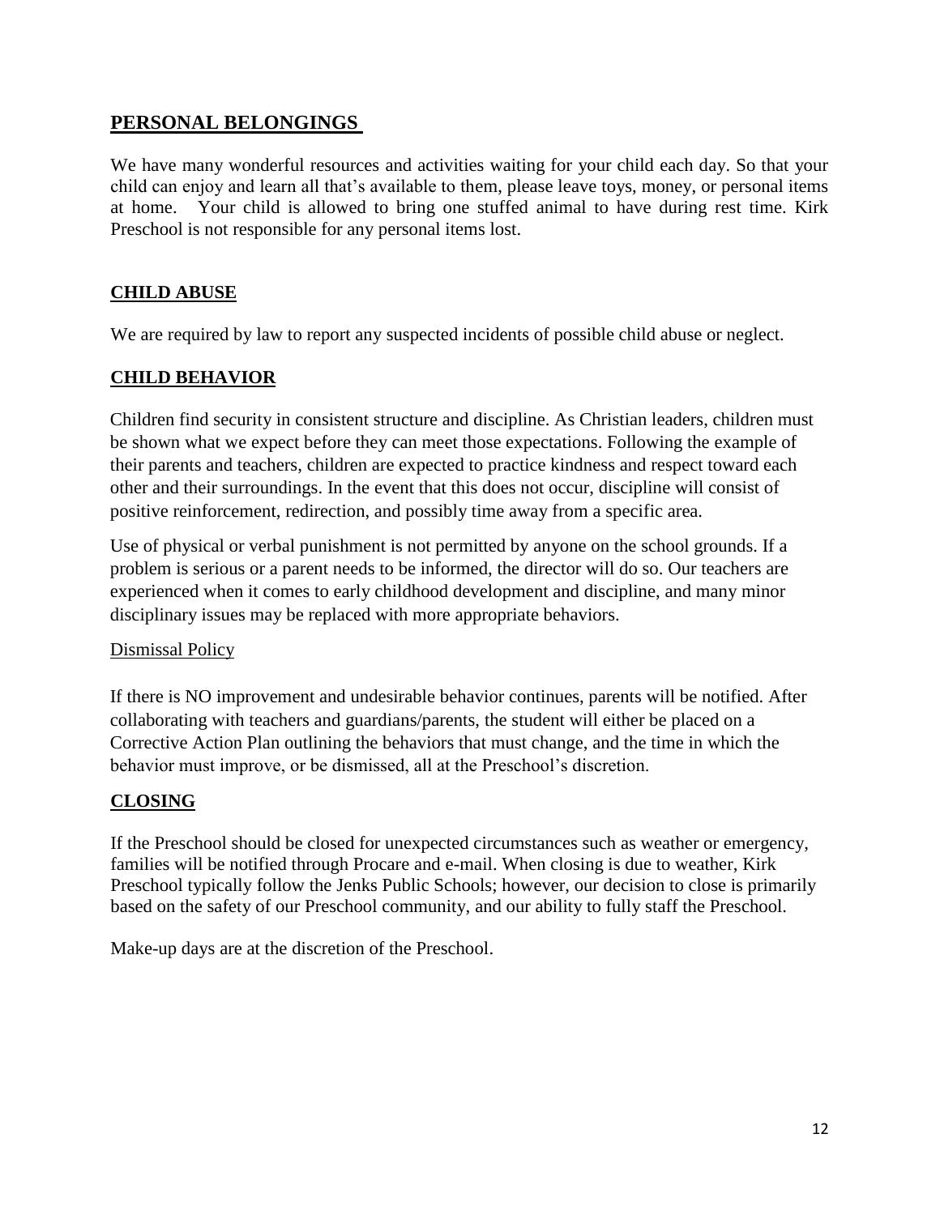## PERSONAL BELONGINGS

We have many wonderful resources and activities waiting for your child each day. So that your child can enjoy and learn all that's available to them, please leave toys, money, or personal items at home. Your child is allowed to bring one stuffed animal to have during rest time. Kirk Preschool is not responsible for any personal items lost.

## CHILD ABUSE

We are required by law to report any suspected incidents of possible child abuse or neglect.

## CHILD BEHAVIOR

Children find security in consistent structure and discipline. As Christian leaders, children must be shown what we expect before they can meet those expectations. Following the example of their parents and teachers, children are expected to practice kindness and respect toward each other and their surroundings. In the event that this does not occur, discipline will consist of positive reinforcement, redirection, and possibly time away from a specific area.

Use of physical or verbal punishment is not permitted by anyone on the school grounds. If a problem is serious or a parent needs to be informed, the director will do so. Our teachers are experienced when it comes to early childhood development and discipline, and many minor disciplinary issues may be replaced with more appropriate behaviors.

### Dismissal Policy

If there is NO improvement and undesirable behavior continues, parents will be notified. After collaborating with teachers and guardians/parents, the student will either be placed on a Corrective Action Plan outlining the behaviors that must change, and the time in which the behavior must improve, or be dismissed, all at the Preschool's discretion.

## CLOSING

If the Preschool should be closed for unexpected circumstances such as weather or emergency, families will be notified through Procare and e-mail. When closing is due to weather, Kirk Preschool typically follow the Jenks Public Schools; however, our decision to close is primarily based on the safety of our Preschool community, and our ability to fully staff the Preschool.

Make-up days are at the discretion of the Preschool.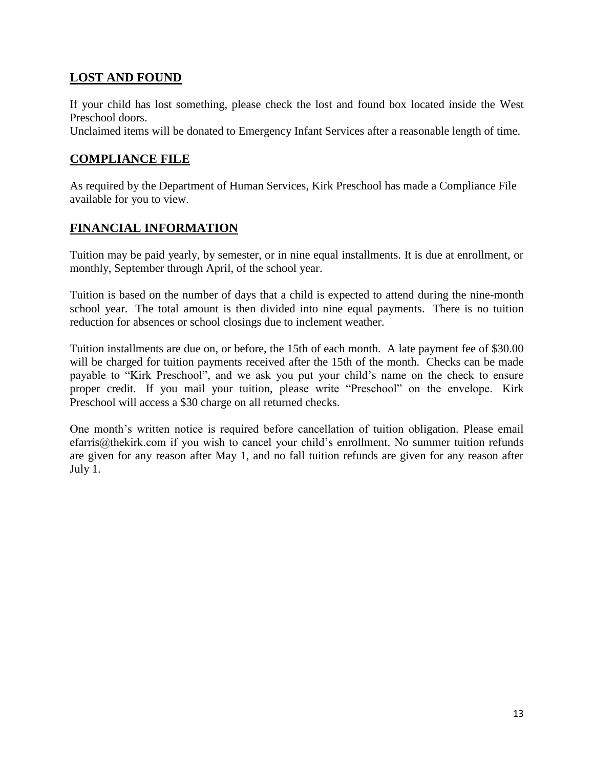## LOST AND FOUND

If your child has lost something, please check the lost and found box located inside the West Preschool doors.
Unclaimed items will be donated to Emergency Infant Services after a reasonable length of time.

## COMPLIANCE FILE

As required by the Department of Human Services, Kirk Preschool has made a Compliance File available for you to view.

## FINANCIAL INFORMATION

Tuition may be paid yearly, by semester, or in nine equal installments. It is due at enrollment, or monthly, September through April, of the school year.

Tuition is based on the number of days that a child is expected to attend during the nine-month school year. The total amount is then divided into nine equal payments. There is no tuition reduction for absences or school closings due to inclement weather.

Tuition installments are due on, or before, the 15th of each month. A late payment fee of $30.00 will be charged for tuition payments received after the 15th of the month. Checks can be made payable to "Kirk Preschool", and we ask you put your child's name on the check to ensure proper credit. If you mail your tuition, please write "Preschool" on the envelope. Kirk Preschool will access a $30 charge on all returned checks.

One month's written notice is required before cancellation of tuition obligation. Please email efarris@thekirk.com if you wish to cancel your child's enrollment. No summer tuition refunds are given for any reason after May 1, and no fall tuition refunds are given for any reason after July 1.